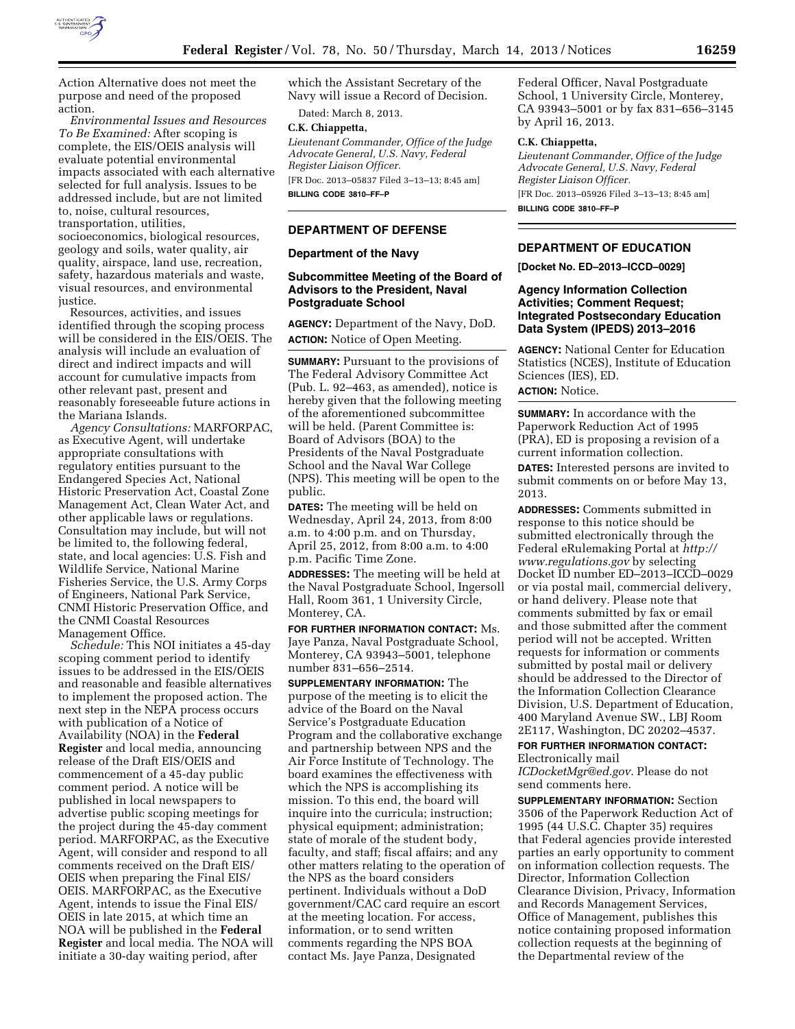Action Alternative does not meet the purpose and need of the proposed action.

*Environmental Issues and Resources To Be Examined:* After scoping is complete, the EIS/OEIS analysis will evaluate potential environmental impacts associated with each alternative selected for full analysis. Issues to be addressed include, but are not limited to, noise, cultural resources, transportation, utilities, socioeconomics, biological resources, geology and soils, water quality, air quality, airspace, land use, recreation, safety, hazardous materials and waste, visual resources, and environmental justice.

Resources, activities, and issues identified through the scoping process will be considered in the EIS/OEIS. The analysis will include an evaluation of direct and indirect impacts and will account for cumulative impacts from other relevant past, present and reasonably foreseeable future actions in the Mariana Islands.

*Agency Consultations:* MARFORPAC, as Executive Agent, will undertake appropriate consultations with regulatory entities pursuant to the Endangered Species Act, National Historic Preservation Act, Coastal Zone Management Act, Clean Water Act, and other applicable laws or regulations. Consultation may include, but will not be limited to, the following federal, state, and local agencies: U.S. Fish and Wildlife Service, National Marine Fisheries Service, the U.S. Army Corps of Engineers, National Park Service, CNMI Historic Preservation Office, and the CNMI Coastal Resources Management Office.

*Schedule:* This NOI initiates a 45-day scoping comment period to identify issues to be addressed in the EIS/OEIS and reasonable and feasible alternatives to implement the proposed action. The next step in the NEPA process occurs with publication of a Notice of Availability (NOA) in the **Federal Register** and local media, announcing release of the Draft EIS/OEIS and commencement of a 45-day public comment period. A notice will be published in local newspapers to advertise public scoping meetings for the project during the 45-day comment period. MARFORPAC, as the Executive Agent, will consider and respond to all comments received on the Draft EIS/OEIS when preparing the Final EIS/OEIS. MARFORPAC, as the Executive Agent, intends to issue the Final EIS/OEIS in late 2015, at which time an NOA will be published in the **Federal Register** and local media. The NOA will initiate a 30-day waiting period, after which the Assistant Secretary of the Navy will issue a Record of Decision.

Dated: March 8, 2013.

**C.K. Chiappetta,**

*Lieutenant Commander, Office of the Judge Advocate General, U.S. Navy, Federal Register Liaison Officer.*

[FR Doc. 2013–05837 Filed 3–13–13; 8:45 am]

**BILLING CODE 3810–FF–P**

## DEPARTMENT OF DEFENSE

### Department of the Navy

### Subcommittee Meeting of the Board of Advisors to the President, Naval Postgraduate School

**AGENCY:** Department of the Navy, DoD.

**ACTION:** Notice of Open Meeting.

**SUMMARY:** Pursuant to the provisions of The Federal Advisory Committee Act (Pub. L. 92–463, as amended), notice is hereby given that the following meeting of the aforementioned subcommittee will be held. (Parent Committee is: Board of Advisors (BOA) to the Presidents of the Naval Postgraduate School and the Naval War College (NPS). This meeting will be open to the public.

**DATES:** The meeting will be held on Wednesday, April 24, 2013, from 8:00 a.m. to 4:00 p.m. and on Thursday, April 25, 2012, from 8:00 a.m. to 4:00 p.m. Pacific Time Zone.

**ADDRESSES:** The meeting will be held at the Naval Postgraduate School, Ingersoll Hall, Room 361, 1 University Circle, Monterey, CA.

**FOR FURTHER INFORMATION CONTACT:** Ms. Jaye Panza, Naval Postgraduate School, Monterey, CA 93943–5001, telephone number 831–656–2514.

**SUPPLEMENTARY INFORMATION:** The purpose of the meeting is to elicit the advice of the Board on the Naval Service's Postgraduate Education Program and the collaborative exchange and partnership between NPS and the Air Force Institute of Technology. The board examines the effectiveness with which the NPS is accomplishing its mission. To this end, the board will inquire into the curricula; instruction; physical equipment; administration; state of morale of the student body, faculty, and staff; fiscal affairs; and any other matters relating to the operation of the NPS as the board considers pertinent. Individuals without a DoD government/CAC card require an escort at the meeting location. For access, information, or to send written comments regarding the NPS BOA contact Ms. Jaye Panza, Designated Federal Officer, Naval Postgraduate School, 1 University Circle, Monterey, CA 93943–5001 or by fax 831–656–3145 by April 16, 2013.

**C.K. Chiappetta,**

*Lieutenant Commander, Office of the Judge Advocate General, U.S. Navy, Federal Register Liaison Officer.*

[FR Doc. 2013–05926 Filed 3–13–13; 8:45 am]

**BILLING CODE 3810–FF–P**

## DEPARTMENT OF EDUCATION

**[Docket No. ED–2013–ICCD–0029]**

### Agency Information Collection Activities; Comment Request; Integrated Postsecondary Education Data System (IPEDS) 2013–2016

**AGENCY:** National Center for Education Statistics (NCES), Institute of Education Sciences (IES), ED.

**ACTION:** Notice.

**SUMMARY:** In accordance with the Paperwork Reduction Act of 1995 (PRA), ED is proposing a revision of a current information collection.

**DATES:** Interested persons are invited to submit comments on or before May 13, 2013.

**ADDRESSES:** Comments submitted in response to this notice should be submitted electronically through the Federal eRulemaking Portal at *http://www.regulations.gov* by selecting Docket ID number ED–2013–ICCD–0029 or via postal mail, commercial delivery, or hand delivery. Please note that comments submitted by fax or email and those submitted after the comment period will not be accepted. Written requests for information or comments submitted by postal mail or delivery should be addressed to the Director of the Information Collection Clearance Division, U.S. Department of Education, 400 Maryland Avenue SW., LBJ Room 2E117, Washington, DC 20202–4537.

**FOR FURTHER INFORMATION CONTACT:** Electronically mail *ICDocketMgr@ed.gov*. Please do not send comments here.

**SUPPLEMENTARY INFORMATION:** Section 3506 of the Paperwork Reduction Act of 1995 (44 U.S.C. Chapter 35) requires that Federal agencies provide interested parties an early opportunity to comment on information collection requests. The Director, Information Collection Clearance Division, Privacy, Information and Records Management Services, Office of Management, publishes this notice containing proposed information collection requests at the beginning of the Departmental review of the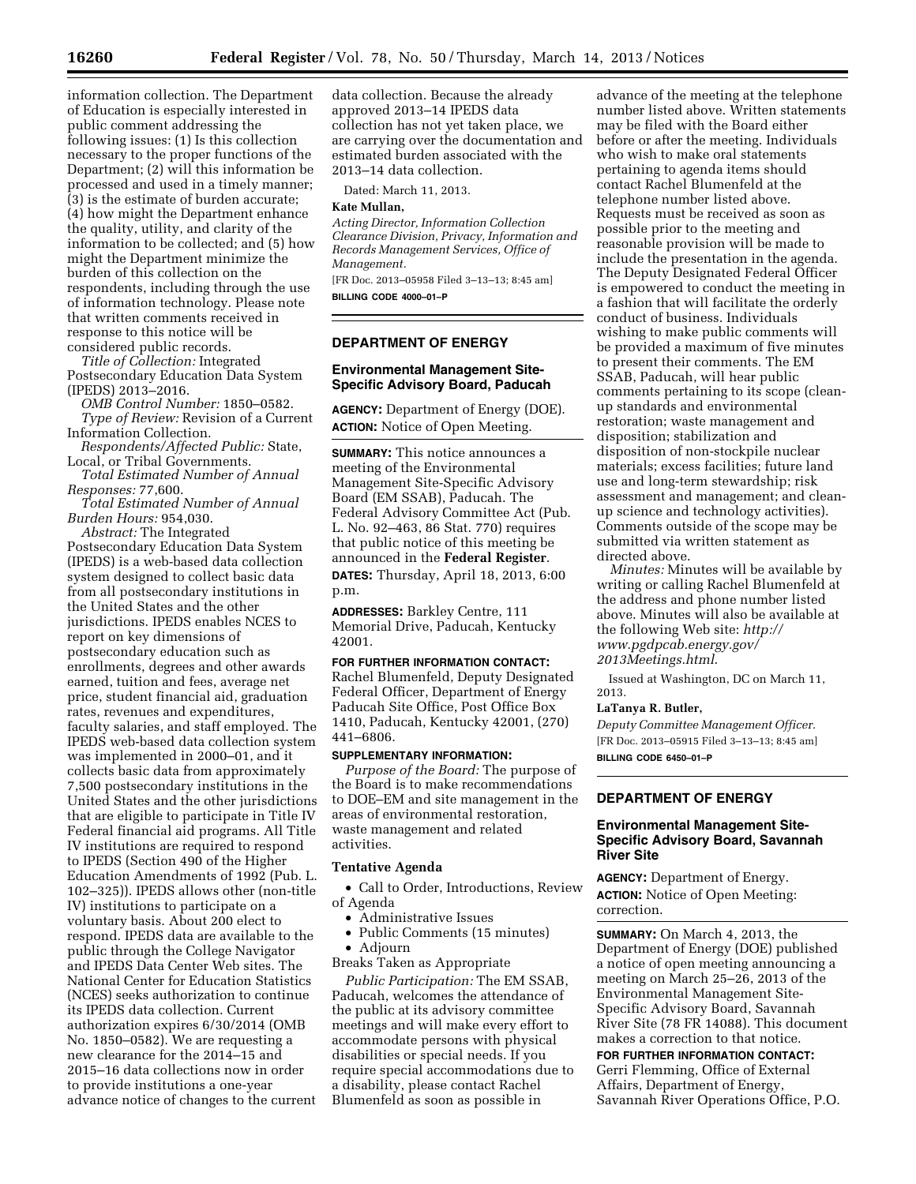information collection. The Department of Education is especially interested in public comment addressing the following issues: (1) Is this collection necessary to the proper functions of the Department; (2) will this information be processed and used in a timely manner; (3) is the estimate of burden accurate; (4) how might the Department enhance the quality, utility, and clarity of the information to be collected; and (5) how might the Department minimize the burden of this collection on the respondents, including through the use of information technology. Please note that written comments received in response to this notice will be considered public records.

*Title of Collection:* Integrated Postsecondary Education Data System (IPEDS) 2013–2016.

*OMB Control Number:* 1850–0582.

*Type of Review:* Revision of a Current Information Collection.

*Respondents/Affected Public:* State, Local, or Tribal Governments.

*Total Estimated Number of Annual Responses:* 77,600.

*Total Estimated Number of Annual Burden Hours:* 954,030.

*Abstract:* The Integrated Postsecondary Education Data System (IPEDS) is a web-based data collection system designed to collect basic data from all postsecondary institutions in the United States and the other jurisdictions. IPEDS enables NCES to report on key dimensions of postsecondary education such as enrollments, degrees and other awards earned, tuition and fees, average net price, student financial aid, graduation rates, revenues and expenditures, faculty salaries, and staff employed. The IPEDS web-based data collection system was implemented in 2000–01, and it collects basic data from approximately 7,500 postsecondary institutions in the United States and the other jurisdictions that are eligible to participate in Title IV Federal financial aid programs. All Title IV institutions are required to respond to IPEDS (Section 490 of the Higher Education Amendments of 1992 (Pub. L. 102–325)). IPEDS allows other (non-title IV) institutions to participate on a voluntary basis. About 200 elect to respond. IPEDS data are available to the public through the College Navigator and IPEDS Data Center Web sites. The National Center for Education Statistics (NCES) seeks authorization to continue its IPEDS data collection. Current authorization expires 6/30/2014 (OMB No. 1850–0582). We are requesting a new clearance for the 2014–15 and 2015–16 data collections now in order to provide institutions a one-year advance notice of changes to the current data collection. Because the already approved 2013–14 IPEDS data collection has not yet taken place, we are carrying over the documentation and estimated burden associated with the 2013–14 data collection.

Dated: March 11, 2013.

**Kate Mullan,**

*Acting Director, Information Collection Clearance Division, Privacy, Information and Records Management Services, Office of Management.*

[FR Doc. 2013–05958 Filed 3–13–13; 8:45 am]

**BILLING CODE 4000–01–P**

## DEPARTMENT OF ENERGY

### Environmental Management Site-Specific Advisory Board, Paducah

**AGENCY:** Department of Energy (DOE).

**ACTION:** Notice of Open Meeting.

**SUMMARY:** This notice announces a meeting of the Environmental Management Site-Specific Advisory Board (EM SSAB), Paducah. The Federal Advisory Committee Act (Pub. L. No. 92–463, 86 Stat. 770) requires that public notice of this meeting be announced in the **Federal Register**.

**DATES:** Thursday, April 18, 2013, 6:00 p.m.

**ADDRESSES:** Barkley Centre, 111 Memorial Drive, Paducah, Kentucky 42001.

**FOR FURTHER INFORMATION CONTACT:** Rachel Blumenfeld, Deputy Designated Federal Officer, Department of Energy Paducah Site Office, Post Office Box 1410, Paducah, Kentucky 42001, (270) 441–6806.

**SUPPLEMENTARY INFORMATION:**

*Purpose of the Board:* The purpose of the Board is to make recommendations to DOE–EM and site management in the areas of environmental restoration, waste management and related activities.

**Tentative Agenda**

- Call to Order, Introductions, Review of Agenda
- Administrative Issues
- Public Comments (15 minutes)
- Adjourn

Breaks Taken as Appropriate

*Public Participation:* The EM SSAB, Paducah, welcomes the attendance of the public at its advisory committee meetings and will make every effort to accommodate persons with physical disabilities or special needs. If you require special accommodations due to a disability, please contact Rachel Blumenfeld as soon as possible in advance of the meeting at the telephone number listed above. Written statements may be filed with the Board either before or after the meeting. Individuals who wish to make oral statements pertaining to agenda items should contact Rachel Blumenfeld at the telephone number listed above. Requests must be received as soon as possible prior to the meeting and reasonable provision will be made to include the presentation in the agenda. The Deputy Designated Federal Officer is empowered to conduct the meeting in a fashion that will facilitate the orderly conduct of business. Individuals wishing to make public comments will be provided a maximum of five minutes to present their comments. The EM SSAB, Paducah, will hear public comments pertaining to its scope (clean-up standards and environmental restoration; waste management and disposition; stabilization and disposition of non-stockpile nuclear materials; excess facilities; future land use and long-term stewardship; risk assessment and management; and clean-up science and technology activities). Comments outside of the scope may be submitted via written statement as directed above.

*Minutes:* Minutes will be available by writing or calling Rachel Blumenfeld at the address and phone number listed above. Minutes will also be available at the following Web site: *http://www.pgdpcab.energy.gov/2013Meetings.html*.

Issued at Washington, DC on March 11, 2013.

**LaTanya R. Butler,**

*Deputy Committee Management Officer.*

[FR Doc. 2013–05915 Filed 3–13–13; 8:45 am]

**BILLING CODE 6450–01–P**

## DEPARTMENT OF ENERGY

### Environmental Management Site-Specific Advisory Board, Savannah River Site

**AGENCY:** Department of Energy.

**ACTION:** Notice of Open Meeting: correction.

**SUMMARY:** On March 4, 2013, the Department of Energy (DOE) published a notice of open meeting announcing a meeting on March 25–26, 2013 of the Environmental Management Site-Specific Advisory Board, Savannah River Site (78 FR 14088). This document makes a correction to that notice.

**FOR FURTHER INFORMATION CONTACT:** Gerri Flemming, Office of External Affairs, Department of Energy, Savannah River Operations Office, P.O.